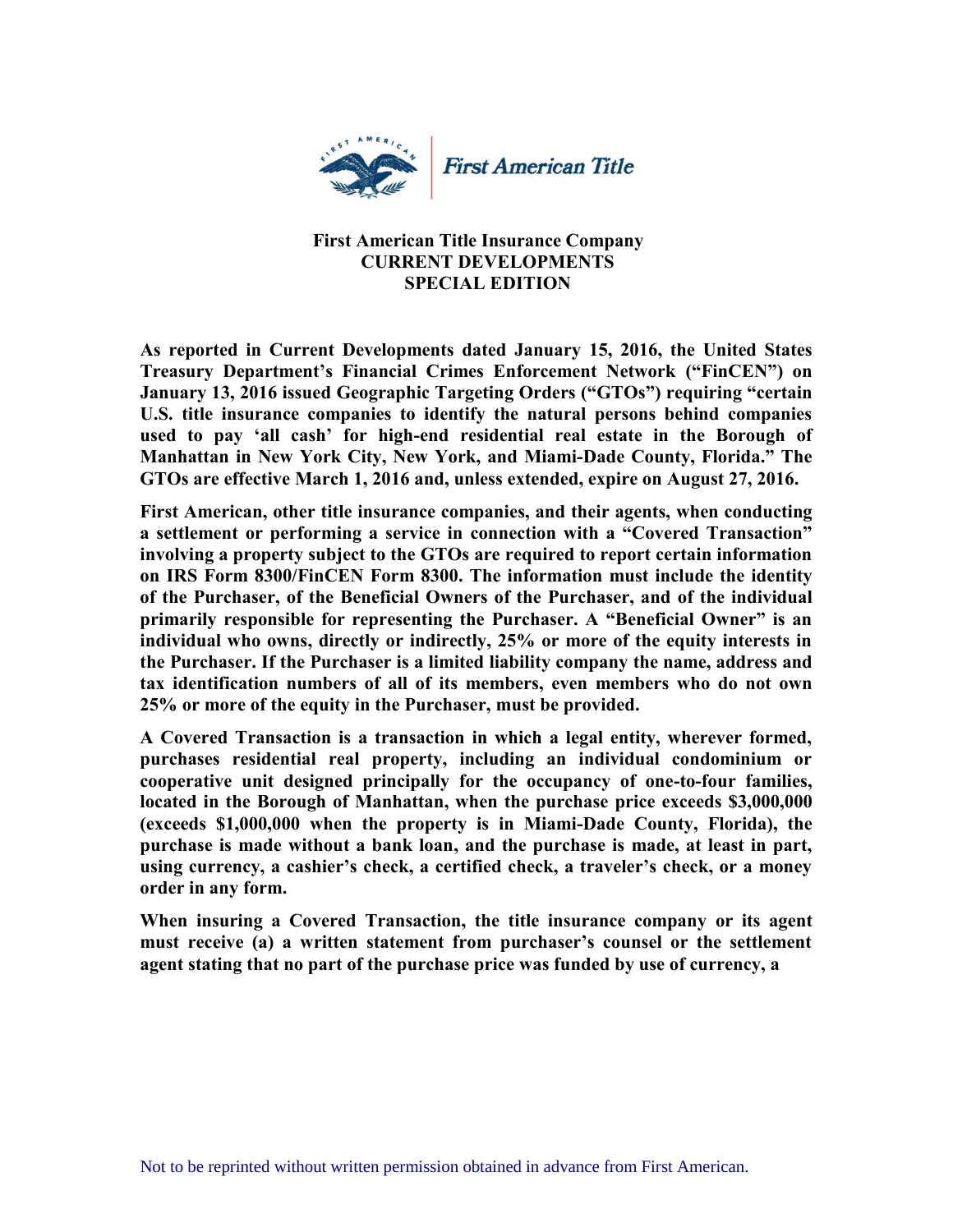First American Title

**First American Title Insurance Company**
**CURRENT DEVELOPMENTS**
**SPECIAL EDITION**

**As reported in Current Developments dated January 15, 2016, the United States Treasury Department's Financial Crimes Enforcement Network ("FinCEN") on January 13, 2016 issued Geographic Targeting Orders ("GTOs") requiring "certain U.S. title insurance companies to identify the natural persons behind companies used to pay 'all cash' for high-end residential real estate in the Borough of Manhattan in New York City, New York, and Miami-Dade County, Florida." The GTOs are effective March 1, 2016 and, unless extended, expire on August 27, 2016.**

**First American, other title insurance companies, and their agents, when conducting a settlement or performing a service in connection with a "Covered Transaction" involving a property subject to the GTOs are required to report certain information on IRS Form 8300/FinCEN Form 8300. The information must include the identity of the Purchaser, of the Beneficial Owners of the Purchaser, and of the individual primarily responsible for representing the Purchaser. A "Beneficial Owner" is an individual who owns, directly or indirectly, 25% or more of the equity interests in the Purchaser. If the Purchaser is a limited liability company the name, address and tax identification numbers of all of its members, even members who do not own 25% or more of the equity in the Purchaser, must be provided.**

**A Covered Transaction is a transaction in which a legal entity, wherever formed, purchases residential real property, including an individual condominium or cooperative unit designed principally for the occupancy of one-to-four families, located in the Borough of Manhattan, when the purchase price exceeds $3,000,000 (exceeds $1,000,000 when the property is in Miami-Dade County, Florida), the purchase is made without a bank loan, and the purchase is made, at least in part, using currency, a cashier's check, a certified check, a traveler's check, or a money order in any form.**

**When insuring a Covered Transaction, the title insurance company or its agent must receive (a) a written statement from purchaser's counsel or the settlement agent stating that no part of the purchase price was funded by use of currency, a**

Not to be reprinted without written permission obtained in advance from First American.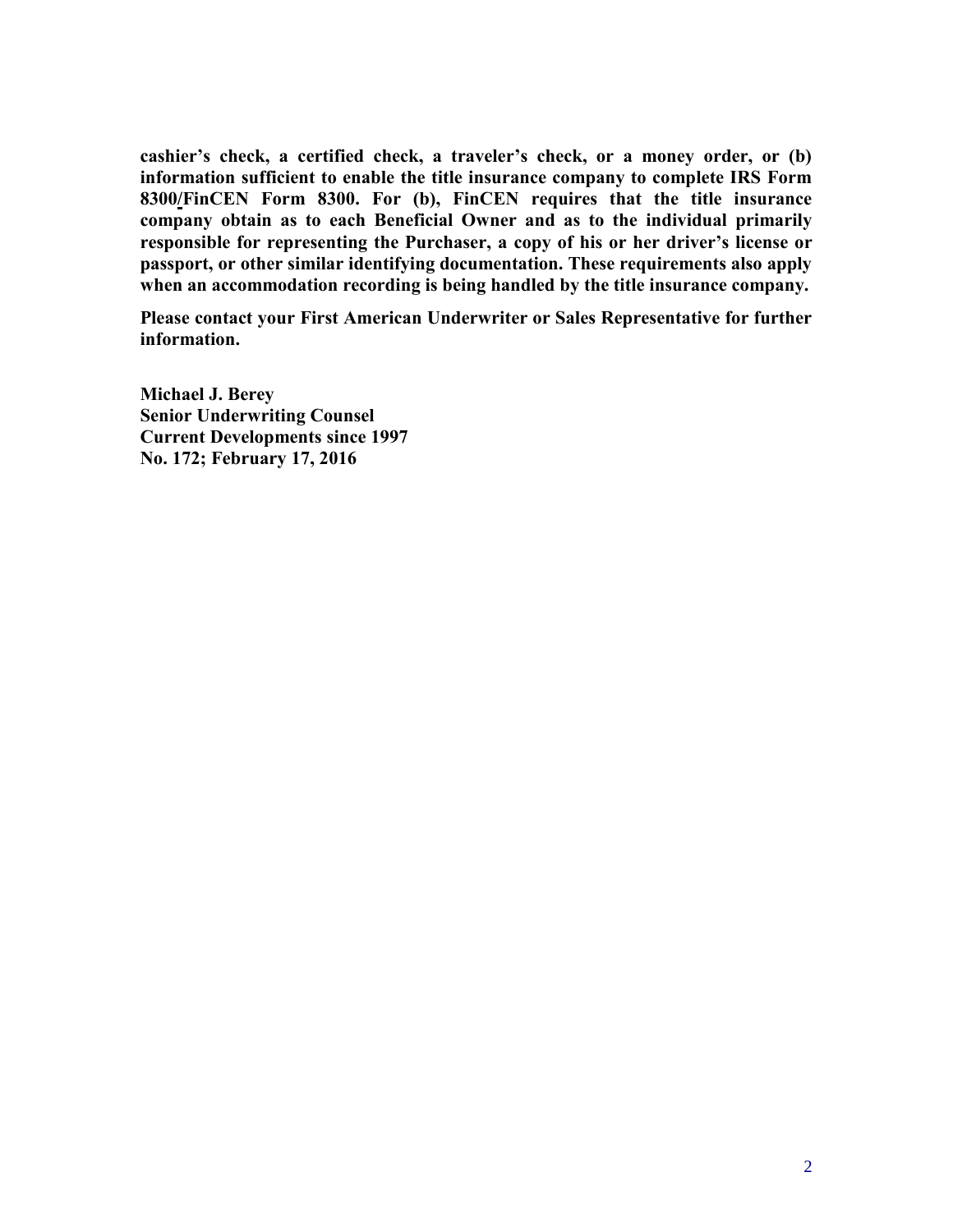**cashier's check, a certified check, a traveler's check, or a money order, or (b) information sufficient to enable the title insurance company to complete IRS Form 8300/FinCEN Form 8300. For (b), FinCEN requires that the title insurance company obtain as to each Beneficial Owner and as to the individual primarily responsible for representing the Purchaser, a copy of his or her driver's license or passport, or other similar identifying documentation. These requirements also apply when an accommodation recording is being handled by the title insurance company.**

**Please contact your First American Underwriter or Sales Representative for further information.**

**Michael J. Berey**
**Senior Underwriting Counsel**
**Current Developments since 1997**
**No. 172; February 17, 2016**